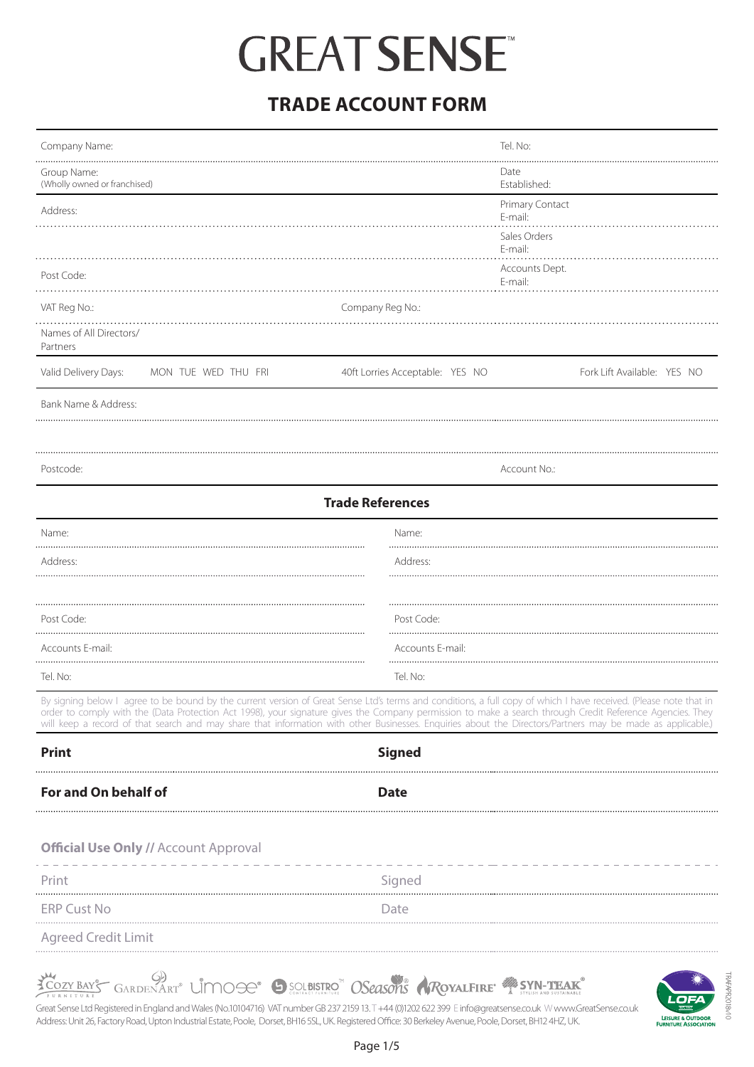# GREAT SENSE™

## TRADE ACCOUNT FORM

| | |
|---|---|
| Company Name: | Tel. No: |
| Group Name: (Wholly owned or franchised) | Date Established: |
| Address: | Primary Contact E-mail: |
| | Sales Orders E-mail: |
| Post Code: | Accounts Dept. E-mail: |
| VAT Reg No.: | Company Reg No.: |
| Names of All Directors/ Partners | |

Valid Delivery Days: MON TUE WED THU FRI | 40ft Lorries Acceptable: YES NO | Fork Lift Available: YES NO

| | |
|---|---|
| Bank Name & Address: | |
| | |
| Postcode: | Account No.: |

### Trade References

| | |
|---|---|
| Name: | Name: |
| Address: | Address: |
| | |
| Post Code: | Post Code: |
| Accounts E-mail: | Accounts E-mail: |
| Tel. No: | Tel. No: |

By signing below I agree to be bound by the current version of Great Sense Ltd's terms and conditions, a full copy of which I have received. (Please note that in order to comply with the (Data Protection Act 1998), your signature gives the Company permission to make a search through Credit Reference Agencies. They will keep a record of that search and may share that information with other Businesses. Enquiries about the Directors/Partners may be made as applicable.)

| | |
|---|---|
| **Print** | **Signed** |
| **For and On behalf of** | **Date** |

**Official Use Only** // Account Approval

| | |
|---|---|
| Print | Signed |
| ERP Cust No | Date |
| Agreed Credit Limit | |

Cozy Bay Furniture | Garden Art | Umose | Sol Bistro | OSeasons | Royalfire | Syn-Teak

Great Sense Ltd Registered in England and Wales (No.10104716) VAT number GB 237 2159 13. T +44 (0)1202 622 399 E info@greatsense.co.uk W www.GreatSense.co.uk
Address: Unit 26, Factory Road, Upton Industrial Estate, Poole, Dorset, BH16 5SL, UK. Registered Office: 30 Berkeley Avenue, Poole, Dorset, BH12 4HZ, UK.

LOFA Leisure & Outdoor Furniture Association

TRAFAPR2018v10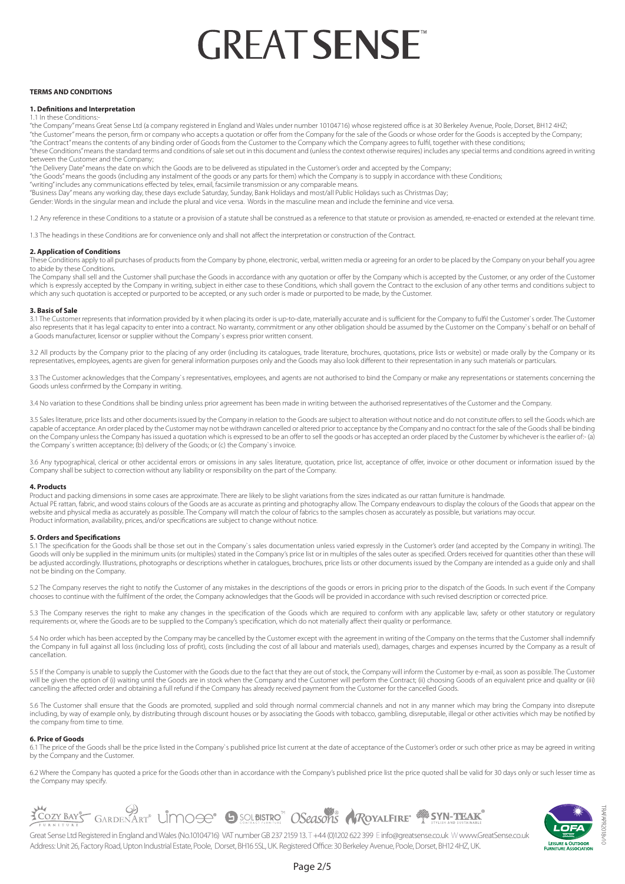# GREAT SENSE™

**TERMS AND CONDITIONS**

**1. Definitions and Interpretation**

1.1 In these Conditions:-

"the Company" means Great Sense Ltd (a company registered in England and Wales under number 10104716) whose registered office is at 30 Berkeley Avenue, Poole, Dorset, BH12 4HZ;

"the Customer" means the person, firm or company who accepts a quotation or offer from the Company for the sale of the Goods or whose order for the Goods is accepted by the Company;

"the Contract" means the contents of any binding order of Goods from the Customer to the Company which the Company agrees to fulfil, together with these conditions;

"these Conditions" means the standard terms and conditions of sale set out in this document and (unless the context otherwise requires) includes any special terms and conditions agreed in writing between the Customer and the Company;

"the Delivery Date" means the date on which the Goods are to be delivered as stipulated in the Customer's order and accepted by the Company;

"the Goods" means the goods (including any instalment of the goods or any parts for them) which the Company is to supply in accordance with these Conditions;

"writing" includes any communications effected by telex, email, facsimile transmission or any comparable means.

"Business Day" means any working day, these days exclude Saturday, Sunday, Bank Holidays and most/all Public Holidays such as Christmas Day;

Gender: Words in the singular mean and include the plural and vice versa. Words in the masculine mean and include the feminine and vice versa.

1.2 Any reference in these Conditions to a statute or a provision of a statute shall be construed as a reference to that statute or provision as amended, re-enacted or extended at the relevant time.

1.3 The headings in these Conditions are for convenience only and shall not affect the interpretation or construction of the Contract.

**2. Application of Conditions**

These Conditions apply to all purchases of products from the Company by phone, electronic, verbal, written media or agreeing for an order to be placed by the Company on your behalf you agree to abide by these Conditions.

The Company shall sell and the Customer shall purchase the Goods in accordance with any quotation or offer by the Company which is accepted by the Customer, or any order of the Customer which is expressly accepted by the Company in writing, subject in either case to these Conditions, which shall govern the Contract to the exclusion of any other terms and conditions subject to which any such quotation is accepted or purported to be accepted, or any such order is made or purported to be made, by the Customer.

**3. Basis of Sale**

3.1 The Customer represents that information provided by it when placing its order is up-to-date, materially accurate and is sufficient for the Company to fulfil the Customer`s order. The Customer also represents that it has legal capacity to enter into a contract. No warranty, commitment or any other obligation should be assumed by the Customer on the Company`s behalf or on behalf of a Goods manufacturer, licensor or supplier without the Company`s express prior written consent.

3.2 All products by the Company prior to the placing of any order (including its catalogues, trade literature, brochures, quotations, price lists or website) or made orally by the Company or its representatives, employees, agents are given for general information purposes only and the Goods may also look different to their representation in any such materials or particulars.

3.3 The Customer acknowledges that the Company`s representatives, employees, and agents are not authorised to bind the Company or make any representations or statements concerning the Goods unless confirmed by the Company in writing.

3.4 No variation to these Conditions shall be binding unless prior agreement has been made in writing between the authorised representatives of the Customer and the Company.

3.5 Sales literature, price lists and other documents issued by the Company in relation to the Goods are subject to alteration without notice and do not constitute offers to sell the Goods which are capable of acceptance. An order placed by the Customer may not be withdrawn cancelled or altered prior to acceptance by the Company and no contract for the sale of the Goods shall be binding on the Company unless the Company has issued a quotation which is expressed to be an offer to sell the goods or has accepted an order placed by the Customer by whichever is the earlier of:- (a) the Company`s written acceptance; (b) delivery of the Goods; or (c) the Company`s invoice.

3.6 Any typographical, clerical or other accidental errors or omissions in any sales literature, quotation, price list, acceptance of offer, invoice or other document or information issued by the Company shall be subject to correction without any liability or responsibility on the part of the Company.

**4. Products**

Product and packing dimensions in some cases are approximate. There are likely to be slight variations from the sizes indicated as our rattan furniture is handmade.

Actual PE rattan, fabric, and wood stains colours of the Goods are as accurate as printing and photography allow. The Company endeavours to display the colours of the Goods that appear on the website and physical media as accurately as possible. The Company will match the colour of fabrics to the samples chosen as accurately as possible, but variations may occur.

Product information, availability, prices, and/or specifications are subject to change without notice.

**5. Orders and Specifications**

5.1 The specification for the Goods shall be those set out in the Company`s sales documentation unless varied expressly in the Customer's order (and accepted by the Company in writing). The Goods will only be supplied in the minimum units (or multiples) stated in the Company's price list or in multiples of the sales outer as specified. Orders received for quantities other than these will be adjusted accordingly. Illustrations, photographs or descriptions whether in catalogues, brochures, price lists or other documents issued by the Company are intended as a guide only and shall not be binding on the Company.

5.2 The Company reserves the right to notify the Customer of any mistakes in the descriptions of the goods or errors in pricing prior to the dispatch of the Goods. In such event if the Company chooses to continue with the fulfilment of the order, the Company acknowledges that the Goods will be provided in accordance with such revised description or corrected price.

5.3 The Company reserves the right to make any changes in the specification of the Goods which are required to conform with any applicable law, safety or other statutory or regulatory requirements or, where the Goods are to be supplied to the Company's specification, which do not materially affect their quality or performance.

5.4 No order which has been accepted by the Company may be cancelled by the Customer except with the agreement in writing of the Company on the terms that the Customer shall indemnify the Company in full against all loss (including loss of profit), costs (including the cost of all labour and materials used), damages, charges and expenses incurred by the Company as a result of cancellation.

5.5 If the Company is unable to supply the Customer with the Goods due to the fact that they are out of stock, the Company will inform the Customer by e-mail, as soon as possible. The Customer will be given the option of (i) waiting until the Goods are in stock when the Company and the Customer will perform the Contract; (ii) choosing Goods of an equivalent price and quality or (iii) cancelling the affected order and obtaining a full refund if the Company has already received payment from the Customer for the cancelled Goods.

5.6 The Customer shall ensure that the Goods are promoted, supplied and sold through normal commercial channels and not in any manner which may bring the Company into disrepute including, by way of example only, by distributing through discount houses or by associating the Goods with tobacco, gambling, disreputable, illegal or other activities which may be notified by the company from time to time.

**6. Price of Goods**

6.1 The price of the Goods shall be the price listed in the Company`s published price list current at the date of acceptance of the Customer's order or such other price as may be agreed in writing by the Company and the Customer.

6.2 Where the Company has quoted a price for the Goods other than in accordance with the Company's published price list the price quoted shall be valid for 30 days only or such lesser time as the Company may specify.

Great Sense Ltd Registered in England and Wales (No.10104716) VAT number GB 237 2159 13. T +44 (0)1202 622 399 E info@greatsense.co.uk W www.GreatSense.co.uk
Address: Unit 26, Factory Road, Upton Industrial Estate, Poole, Dorset, BH16 5SL, UK. Registered Office: 30 Berkeley Avenue, Poole, Dorset, BH12 4HZ, UK.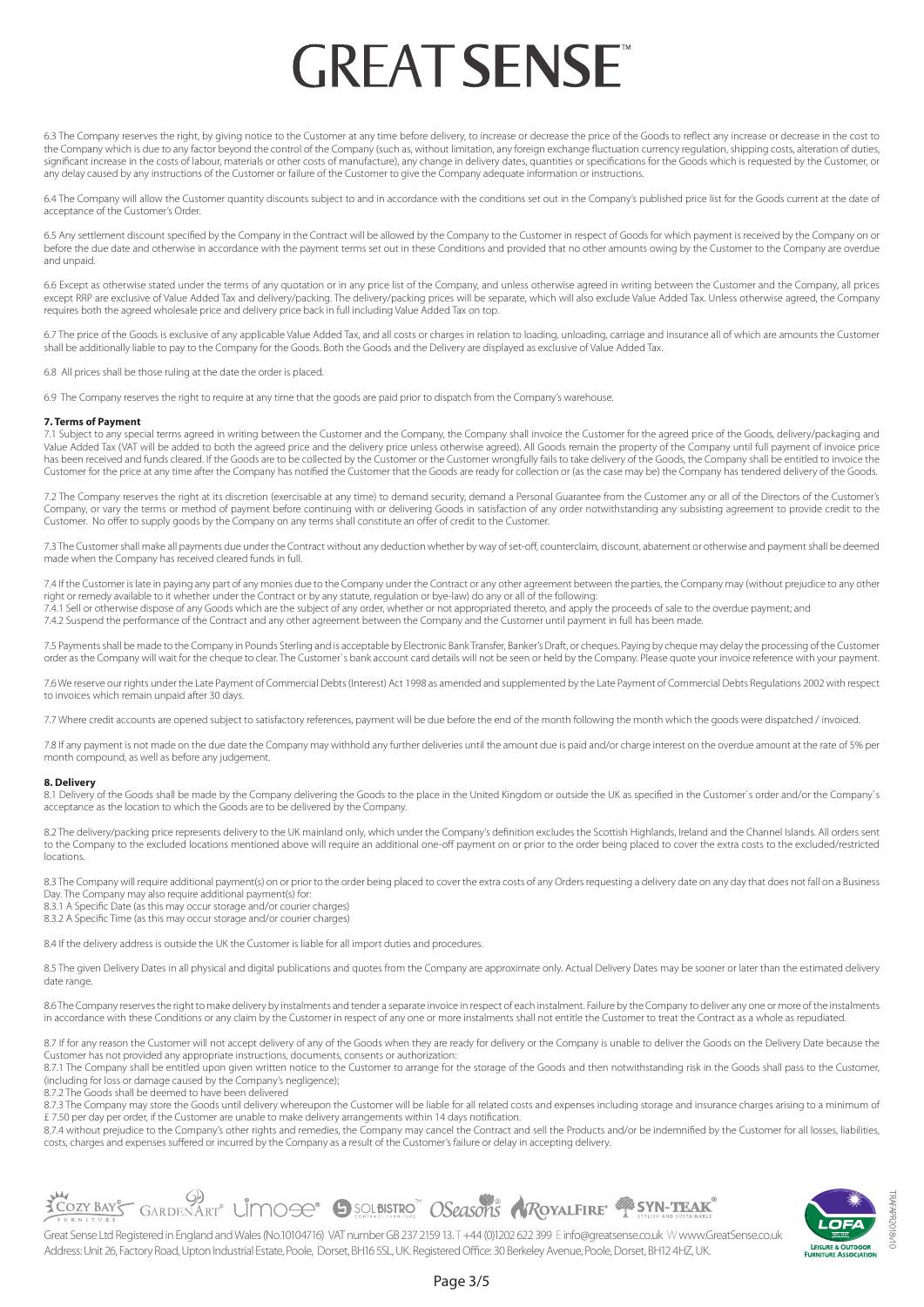# GREAT SENSE™

6.3 The Company reserves the right, by giving notice to the Customer at any time before delivery, to increase or decrease the price of the Goods to reflect any increase or decrease in the cost to the Company which is due to any factor beyond the control of the Company (such as, without limitation, any foreign exchange fluctuation currency regulation, shipping costs, alteration of duties, significant increase in the costs of labour, materials or other costs of manufacture), any change in delivery dates, quantities or specifications for the Goods which is requested by the Customer, or any delay caused by any instructions of the Customer or failure of the Customer to give the Company adequate information or instructions.

6.4 The Company will allow the Customer quantity discounts subject to and in accordance with the conditions set out in the Company's published price list for the Goods current at the date of acceptance of the Customer's Order.

6.5 Any settlement discount specified by the Company in the Contract will be allowed by the Company to the Customer in respect of Goods for which payment is received by the Company on or before the due date and otherwise in accordance with the payment terms set out in these Conditions and provided that no other amounts owing by the Customer to the Company are overdue and unpaid.

6.6 Except as otherwise stated under the terms of any quotation or in any price list of the Company, and unless otherwise agreed in writing between the Customer and the Company, all prices except RRP are exclusive of Value Added Tax and delivery/packing. The delivery/packing prices will be separate, which will also exclude Value Added Tax. Unless otherwise agreed, the Company requires both the agreed wholesale price and delivery price back in full including Value Added Tax on top.

6.7 The price of the Goods is exclusive of any applicable Value Added Tax, and all costs or charges in relation to loading, unloading, carriage and insurance all of which are amounts the Customer shall be additionally liable to pay to the Company for the Goods. Both the Goods and the Delivery are displayed as exclusive of Value Added Tax.

6.8 All prices shall be those ruling at the date the order is placed.

6.9 The Company reserves the right to require at any time that the goods are paid prior to dispatch from the Company's warehouse.

**7. Terms of Payment**

7.1 Subject to any special terms agreed in writing between the Customer and the Company, the Company shall invoice the Customer for the agreed price of the Goods, delivery/packaging and Value Added Tax (VAT will be added to both the agreed price and the delivery price unless otherwise agreed). All Goods remain the property of the Company until full payment of invoice price has been received and funds cleared. If the Goods are to be collected by the Customer or the Customer wrongfully fails to take delivery of the Goods, the Company shall be entitled to invoice the Customer for the price at any time after the Company has notified the Customer that the Goods are ready for collection or (as the case may be) the Company has tendered delivery of the Goods.

7.2 The Company reserves the right at its discretion (exercisable at any time) to demand security, demand a Personal Guarantee from the Customer any or all of the Directors of the Customer's Company, or vary the terms or method of payment before continuing with or delivering Goods in satisfaction of any order notwithstanding any subsisting agreement to provide credit to the Customer. No offer to supply goods by the Company on any terms shall constitute an offer of credit to the Customer.

7.3 The Customer shall make all payments due under the Contract without any deduction whether by way of set-off, counterclaim, discount, abatement or otherwise and payment shall be deemed made when the Company has received cleared funds in full.

7.4 If the Customer is late in paying any part of any monies due to the Company under the Contract or any other agreement between the parties, the Company may (without prejudice to any other right or remedy available to it whether under the Contract or by any statute, regulation or bye-law) do any or all of the following:
7.4.1 Sell or otherwise dispose of any Goods which are the subject of any order, whether or not appropriated thereto, and apply the proceeds of sale to the overdue payment; and
7.4.2 Suspend the performance of the Contract and any other agreement between the Company and the Customer until payment in full has been made.

7.5 Payments shall be made to the Company in Pounds Sterling and is acceptable by Electronic Bank Transfer, Banker's Draft, or cheques. Paying by cheque may delay the processing of the Customer order as the Company will wait for the cheque to clear. The Customer`s bank account card details will not be seen or held by the Company. Please quote your invoice reference with your payment.

7.6 We reserve our rights under the Late Payment of Commercial Debts (Interest) Act 1998 as amended and supplemented by the Late Payment of Commercial Debts Regulations 2002 with respect to invoices which remain unpaid after 30 days.

7.7 Where credit accounts are opened subject to satisfactory references, payment will be due before the end of the month following the month which the goods were dispatched / invoiced.

7.8 If any payment is not made on the due date the Company may withhold any further deliveries until the amount due is paid and/or charge interest on the overdue amount at the rate of 5% per month compound, as well as before any judgement.

**8. Delivery**

8.1 Delivery of the Goods shall be made by the Company delivering the Goods to the place in the United Kingdom or outside the UK as specified in the Customer`s order and/or the Company`s acceptance as the location to which the Goods are to be delivered by the Company.

8.2 The delivery/packing price represents delivery to the UK mainland only, which under the Company's definition excludes the Scottish Highlands, Ireland and the Channel Islands. All orders sent to the Company to the excluded locations mentioned above will require an additional one-off payment on or prior to the order being placed to cover the extra costs to the excluded/restricted locations.

8.3 The Company will require additional payment(s) on or prior to the order being placed to cover the extra costs of any Orders requesting a delivery date on any day that does not fall on a Business Day. The Company may also require additional payment(s) for:
8.3.1 A Specific Date (as this may occur storage and/or courier charges)
8.3.2 A Specific Time (as this may occur storage and/or courier charges)

8.4 If the delivery address is outside the UK the Customer is liable for all import duties and procedures.

8.5 The given Delivery Dates in all physical and digital publications and quotes from the Company are approximate only. Actual Delivery Dates may be sooner or later than the estimated delivery date range.

8.6 The Company reserves the right to make delivery by instalments and tender a separate invoice in respect of each instalment. Failure by the Company to deliver any one or more of the instalments in accordance with these Conditions or any claim by the Customer in respect of any one or more instalments shall not entitle the Customer to treat the Contract as a whole as repudiated.

8.7 If for any reason the Customer will not accept delivery of any of the Goods when they are ready for delivery or the Company is unable to deliver the Goods on the Delivery Date because the Customer has not provided any appropriate instructions, documents, consents or authorization:
8.7.1 The Company shall be entitled upon given written notice to the Customer to arrange for the storage of the Goods and then notwithstanding risk in the Goods shall pass to the Customer, (including for loss or damage caused by the Company's negligence);
8.7.2 The Goods shall be deemed to have been delivered
8.7.3 The Company may store the Goods until delivery whereupon the Customer will be liable for all related costs and expenses including storage and insurance charges arising to a minimum of £ 7.50 per day per order, if the Customer are unable to make delivery arrangements within 14 days notification.
8.7.4 without prejudice to the Company's other rights and remedies, the Company may cancel the Contract and sell the Products and/or be indemnified by the Customer for all losses, liabilities, costs, charges and expenses suffered or incurred by the Company as a result of the Customer's failure or delay in accepting delivery.

Great Sense Ltd Registered in England and Wales (No.10104716) VAT number GB 237 2159 13. T +44 (0)1202 622 399 E info@greatsense.co.uk W www.GreatSense.co.uk
Address: Unit 26, Factory Road, Upton Industrial Estate, Poole, Dorset, BH16 5SL, UK. Registered Office: 30 Berkeley Avenue, Poole, Dorset, BH12 4HZ, UK.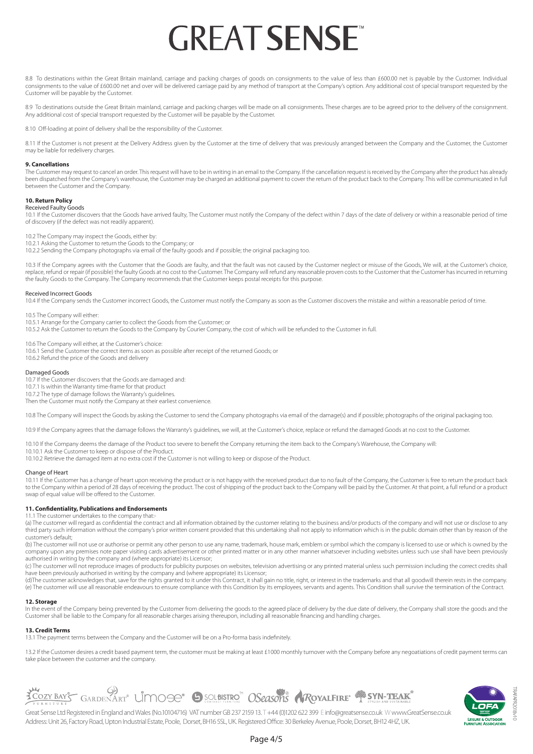8.8 To destinations within the Great Britain mainland, carriage and packing charges of goods on consignments to the value of less than £600.00 net is payable by the Customer. Individual consignments to the value of £600.00 net and over will be delivered carriage paid by any method of transport at the Company's option. Any additional cost of special transport requested by the Customer will be payable by the Customer.

8.9 To destinations outside the Great Britain mainland, carriage and packing charges will be made on all consignments. These charges are to be agreed prior to the delivery of the consignment. Any additional cost of special transport requested by the Customer will be payable by the Customer.

8.10 Off-loading at point of delivery shall be the responsibility of the Customer.

8.11 If the Customer is not present at the Delivery Address given by the Customer at the time of delivery that was previously arranged between the Company and the Customer, the Customer may be liable for redelivery charges.

**9. Cancellations**

The Customer may request to cancel an order. This request will have to be in writing in an email to the Company. If the cancellation request is received by the Company after the product has already been dispatched from the Company's warehouse, the Customer may be charged an additional payment to cover the return of the product back to the Company. This will be communicated in full between the Customer and the Company.

**10. Return Policy**

Received Faulty Goods

10.1 If the Customer discovers that the Goods have arrived faulty, The Customer must notify the Company of the defect within 7 days of the date of delivery or within a reasonable period of time of discovery (if the defect was not readily apparent).

10.2 The Company may inspect the Goods, either by:
10.2.1 Asking the Customer to return the Goods to the Company; or
10.2.2 Sending the Company photographs via email of the faulty goods and if possible; the original packaging too.

10.3 If the Company agrees with the Customer that the Goods are faulty, and that the fault was not caused by the Customer neglect or misuse of the Goods, We will, at the Customer's choice, replace, refund or repair (if possible) the faulty Goods at no cost to the Customer. The Company will refund any reasonable proven costs to the Customer that the Customer has incurred in returning the faulty Goods to the Company. The Company recommends that the Customer keeps postal receipts for this purpose.

Received Incorrect Goods

10.4 If the Company sends the Customer incorrect Goods, the Customer must notify the Company as soon as the Customer discovers the mistake and within a reasonable period of time.

10.5 The Company will either:
10.5.1 Arrange for the Company carrier to collect the Goods from the Customer; or
10.5.2 Ask the Customer to return the Goods to the Company by Courier Company, the cost of which will be refunded to the Customer in full.

10.6 The Company will either, at the Customer's choice:
10.6.1 Send the Customer the correct items as soon as possible after receipt of the returned Goods; or
10.6.2 Refund the price of the Goods and delivery

Damaged Goods

10.7 If the Customer discovers that the Goods are damaged and:
10.7.1 Is within the Warranty time-frame for that product
10.7.2 The type of damage follows the Warranty's guidelines.
Then the Customer must notify the Company at their earliest convenience.

10.8 The Company will inspect the Goods by asking the Customer to send the Company photographs via email of the damage(s) and if possible; photographs of the original packaging too.

10.9 If the Company agrees that the damage follows the Warranty's guidelines, we will, at the Customer's choice, replace or refund the damaged Goods at no cost to the Customer.

10.10 If the Company deems the damage of the Product too severe to benefit the Company returning the item back to the Company's Warehouse, the Company will:
10.10.1 Ask the Customer to keep or dispose of the Product.
10.10.2 Retrieve the damaged item at no extra cost if the Customer is not willing to keep or dispose of the Product.

Change of Heart

10.11 If the Customer has a change of heart upon receiving the product or is not happy with the received product due to no fault of the Company, the Customer is free to return the product back to the Company within a period of 28 days of receiving the product. The cost of shipping of the product back to the Company will be paid by the Customer. At that point, a full refund or a product swap of equal value will be offered to the Customer.

**11. Confidentiality, Publications and Endorsements**

11.1 The customer undertakes to the company that:-
(a) The customer will regard as confidential the contract and all information obtained by the customer relating to the business and/or products of the company and will not use or disclose to any third party such information without the company's prior written consent provided that this undertaking shall not apply to information which is in the public domain other than by reason of the customer's default;
(b) The customer will not use or authorise or permit any other person to use any name, trademark, house mark, emblem or symbol which the company is licensed to use or which is owned by the company upon any premises note paper visiting cards advertisement or other printed matter or in any other manner whatsoever including websites unless such use shall have been previously authorised in writing by the company and (where appropriate) its Licensor;
(c) The customer will not reproduce images of products for publicity purposes on websites, television advertising or any printed material unless such permission including the correct credits shall have been previously authorised in writing by the company and (where appropriate) its Licensor;
(d)The customer acknowledges that, save for the rights granted to it under this Contract, it shall gain no title, right, or interest in the trademarks and that all goodwill therein rests in the company.
(e) The customer will use all reasonable endeavours to ensure compliance with this Condition by its employees, servants and agents. This Condition shall survive the termination of the Contract.

**12. Storage**

In the event of the Company being prevented by the Customer from delivering the goods to the agreed place of delivery by the due date of delivery, the Company shall store the goods and the Customer shall be liable to the Company for all reasonable charges arising thereupon, including all reasonable financing and handling charges.

**13. Credit Terms**

13.1 The payment terms between the Company and the Customer will be on a Pro-forma basis indefinitely.

13.2 If the Customer desires a credit based payment term, the customer must be making at least £1000 monthly turnover with the Company before any negoatiations of credit payment terms can take place between the customer and the company.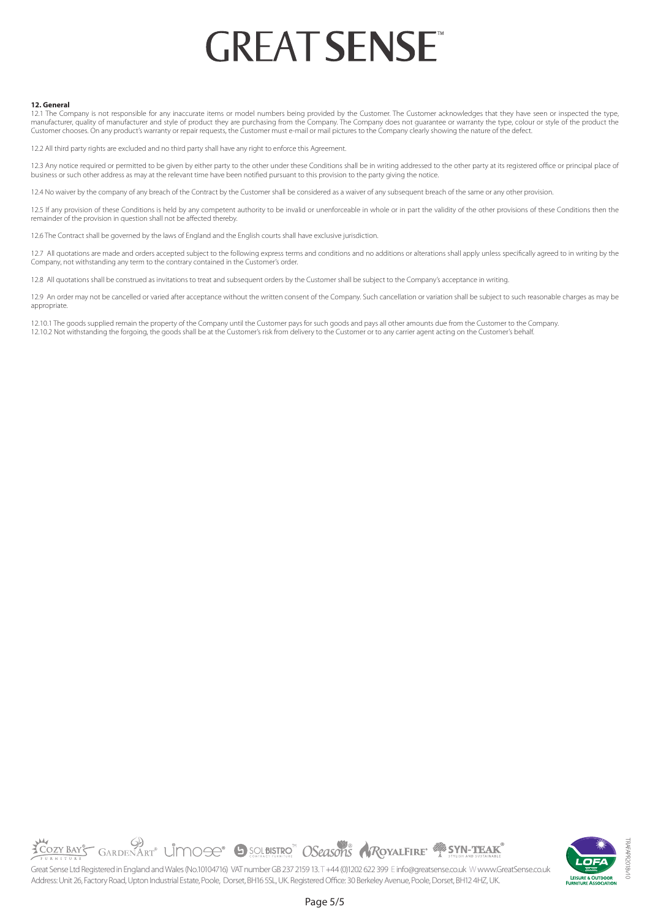## 12. General

12.1 The Company is not responsible for any inaccurate items or model numbers being provided by the Customer. The Customer acknowledges that they have seen or inspected the type, manufacturer, quality of manufacturer and style of product they are purchasing from the Company. The Company does not guarantee or warranty the type, colour or style of the product the Customer chooses. On any product's warranty or repair requests, the Customer must e-mail or mail pictures to the Company clearly showing the nature of the defect.

12.2 All third party rights are excluded and no third party shall have any right to enforce this Agreement.

12.3 Any notice required or permitted to be given by either party to the other under these Conditions shall be in writing addressed to the other party at its registered office or principal place of business or such other address as may at the relevant time have been notified pursuant to this provision to the party giving the notice.

12.4 No waiver by the company of any breach of the Contract by the Customer shall be considered as a waiver of any subsequent breach of the same or any other provision.

12.5 If any provision of these Conditions is held by any competent authority to be invalid or unenforceable in whole or in part the validity of the other provisions of these Conditions then the remainder of the provision in question shall not be affected thereby.

12.6 The Contract shall be governed by the laws of England and the English courts shall have exclusive jurisdiction.

12.7 All quotations are made and orders accepted subject to the following express terms and conditions and no additions or alterations shall apply unless specifically agreed to in writing by the Company, not withstanding any term to the contrary contained in the Customer's order.

12.8 All quotations shall be construed as invitations to treat and subsequent orders by the Customer shall be subject to the Company's acceptance in writing.

12.9 An order may not be cancelled or varied after acceptance without the written consent of the Company. Such cancellation or variation shall be subject to such reasonable charges as may be appropriate.

12.10.1 The goods supplied remain the property of the Company until the Customer pays for such goods and pays all other amounts due from the Customer to the Company.
12.10.2 Not withstanding the forgoing, the goods shall be at the Customer's risk from delivery to the Customer or to any carrier agent acting on the Customer's behalf.

Great Sense Ltd Registered in England and Wales (No.10104716) VAT number GB 237 2159 13. T +44 (0)1202 622 399 E info@greatsense.co.uk W www.GreatSense.co.uk
Address: Unit 26, Factory Road, Upton Industrial Estate, Poole, Dorset, BH16 5SL, UK. Registered Office: 30 Berkeley Avenue, Poole, Dorset, BH12 4HZ, UK.